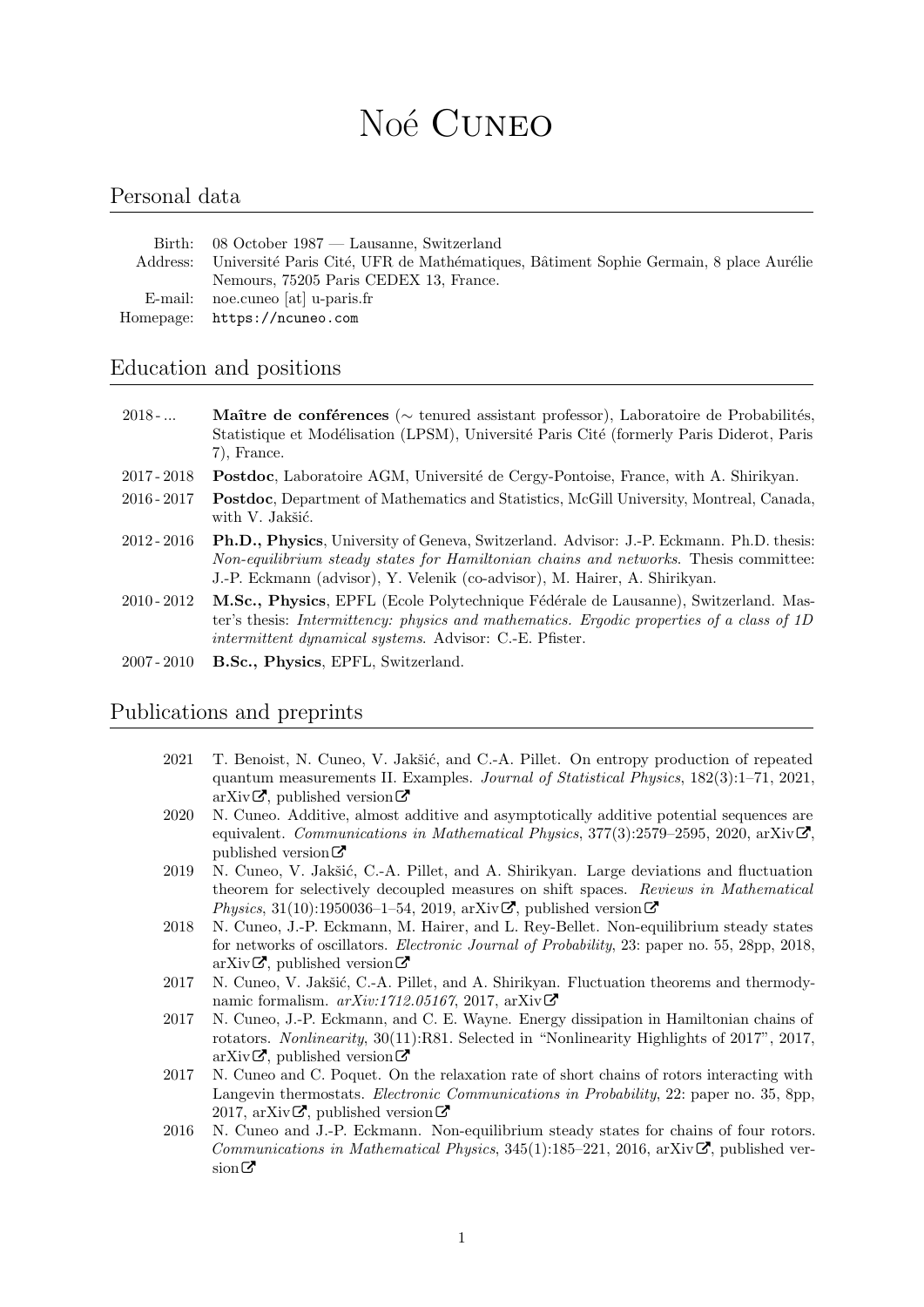# Noé Cuneo

## Personal data

Birth: 08 October 1987 — Lausanne, Switzerland

Address: Université Paris Cité, UFR de Mathématiques, Bâtiment Sophie Germain, 8 place Aurélie Nemours, 75205 Paris CEDEX 13, France.

E-mail: noe.cuneo [at] u-paris.fr

Homepage: `https://ncuneo.com`

## Education and positions

2018 - ... **Maître de conférences** ($\sim$ tenured assistant professor), Laboratoire de Probabilités, Statistique et Modélisation (LPSM), Université Paris Cité (formerly Paris Diderot, Paris 7), France.

2017 - 2018 **Postdoc**, Laboratoire AGM, Université de Cergy-Pontoise, France, with A. Shirikyan.

2016 - 2017 **Postdoc**, Department of Mathematics and Statistics, McGill University, Montreal, Canada, with V. Jakšić.

2012 - 2016 **Ph.D., Physics**, University of Geneva, Switzerland. Advisor: J.-P. Eckmann. Ph.D. thesis: *Non-equilibrium steady states for Hamiltonian chains and networks*. Thesis committee: J.-P. Eckmann (advisor), Y. Velenik (co-advisor), M. Hairer, A. Shirikyan.

2010 - 2012 **M.Sc., Physics**, EPFL (Ecole Polytechnique Fédérale de Lausanne), Switzerland. Master's thesis: *Intermittency: physics and mathematics. Ergodic properties of a class of 1D intermittent dynamical systems*. Advisor: C.-E. Pfister.

2007 - 2010 **B.Sc., Physics**, EPFL, Switzerland.

## Publications and preprints

2021 T. Benoist, N. Cuneo, V. Jakšić, and C.-A. Pillet. On entropy production of repeated quantum measurements II. Examples. *Journal of Statistical Physics*, 182(3):1–71, 2021, arXiv, published version

2020 N. Cuneo. Additive, almost additive and asymptotically additive potential sequences are equivalent. *Communications in Mathematical Physics*, 377(3):2579–2595, 2020, arXiv, published version

2019 N. Cuneo, V. Jakšić, C.-A. Pillet, and A. Shirikyan. Large deviations and fluctuation theorem for selectively decoupled measures on shift spaces. *Reviews in Mathematical Physics*, 31(10):1950036–1–54, 2019, arXiv, published version

2018 N. Cuneo, J.-P. Eckmann, M. Hairer, and L. Rey-Bellet. Non-equilibrium steady states for networks of oscillators. *Electronic Journal of Probability*, 23: paper no. 55, 28pp, 2018, arXiv, published version

2017 N. Cuneo, V. Jakšić, C.-A. Pillet, and A. Shirikyan. Fluctuation theorems and thermodynamic formalism. *arXiv:1712.05167*, 2017, arXiv

2017 N. Cuneo, J.-P. Eckmann, and C. E. Wayne. Energy dissipation in Hamiltonian chains of rotators. *Nonlinearity*, 30(11):R81. Selected in "Nonlinearity Highlights of 2017", 2017, arXiv, published version

2017 N. Cuneo and C. Poquet. On the relaxation rate of short chains of rotors interacting with Langevin thermostats. *Electronic Communications in Probability*, 22: paper no. 35, 8pp, 2017, arXiv, published version

2016 N. Cuneo and J.-P. Eckmann. Non-equilibrium steady states for chains of four rotors. *Communications in Mathematical Physics*, 345(1):185–221, 2016, arXiv, published version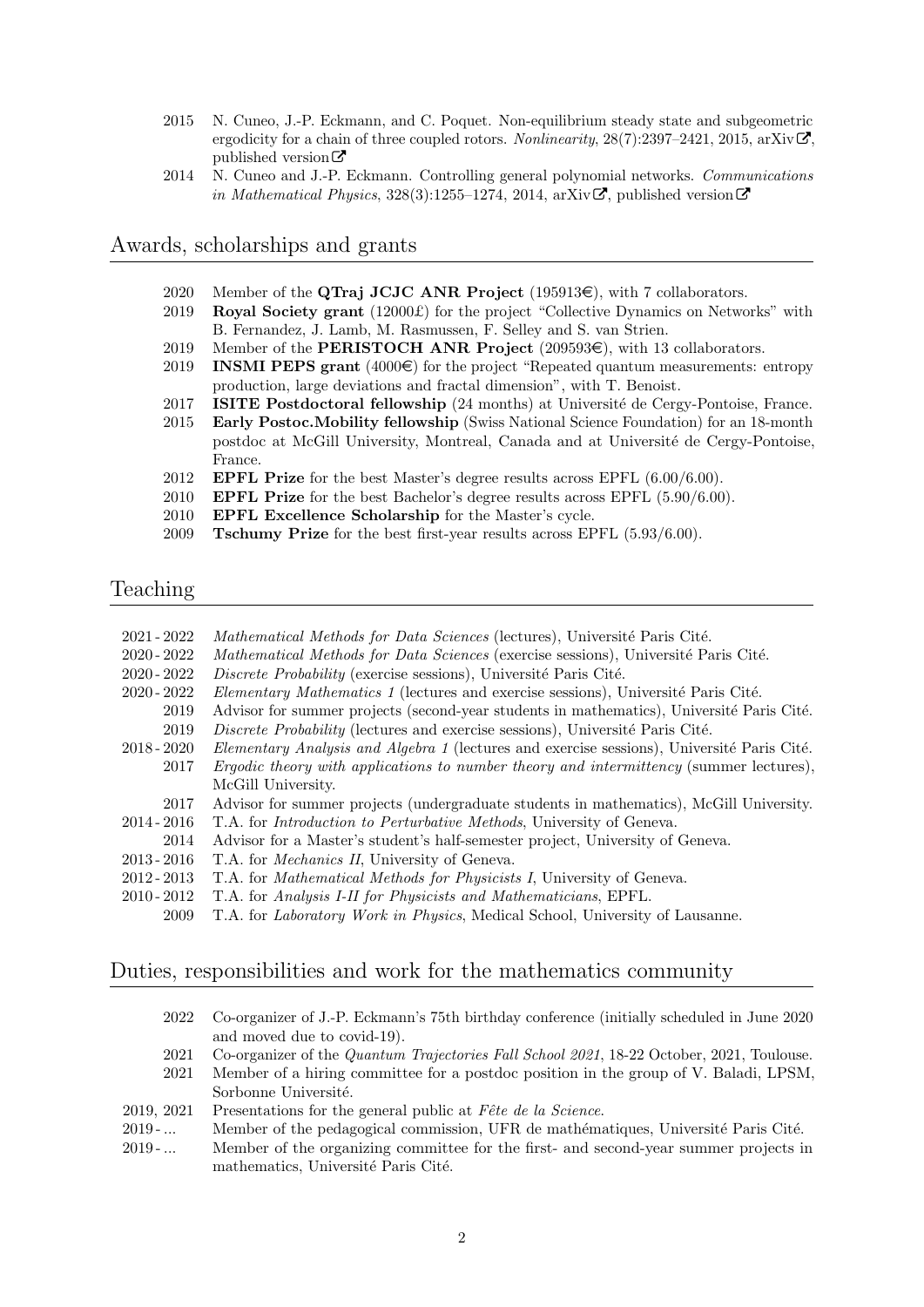- 2015 N. Cuneo, J.-P. Eckmann, and C. Poquet. Non-equilibrium steady state and subgeometric ergodicity for a chain of three coupled rotors. *Nonlinearity*, 28(7):2397–2421, 2015, arXiv, published version
- 2014 N. Cuneo and J.-P. Eckmann. Controlling general polynomial networks. *Communications in Mathematical Physics*, 328(3):1255–1274, 2014, arXiv, published version

## Awards, scholarships and grants

- 2020 Member of the **QTraj JCJC ANR Project** (195913€), with 7 collaborators.
- 2019 **Royal Society grant** (12000£) for the project "Collective Dynamics on Networks" with B. Fernandez, J. Lamb, M. Rasmussen, F. Selley and S. van Strien.
- 2019 Member of the **PERISTOCH ANR Project** (209593€), with 13 collaborators.
- 2019 **INSMI PEPS grant** (4000€) for the project "Repeated quantum measurements: entropy production, large deviations and fractal dimension", with T. Benoist.
- 2017 **ISITE Postdoctoral fellowship** (24 months) at Université de Cergy-Pontoise, France.
- 2015 **Early Postoc.Mobility fellowship** (Swiss National Science Foundation) for an 18-month postdoc at McGill University, Montreal, Canada and at Université de Cergy-Pontoise, France.
- 2012 **EPFL Prize** for the best Master's degree results across EPFL (6.00/6.00).
- 2010 **EPFL Prize** for the best Bachelor's degree results across EPFL (5.90/6.00).
- 2010 **EPFL Excellence Scholarship** for the Master's cycle.
- 2009 **Tschumy Prize** for the best first-year results across EPFL (5.93/6.00).

## Teaching

- 2021 - 2022 *Mathematical Methods for Data Sciences* (lectures), Université Paris Cité.
- 2020 - 2022 *Mathematical Methods for Data Sciences* (exercise sessions), Université Paris Cité.
- 2020 - 2022 *Discrete Probability* (exercise sessions), Université Paris Cité.
- 2020 - 2022 *Elementary Mathematics 1* (lectures and exercise sessions), Université Paris Cité.
- 2019 Advisor for summer projects (second-year students in mathematics), Université Paris Cité.
- 2019 *Discrete Probability* (lectures and exercise sessions), Université Paris Cité.
- 2018 - 2020 *Elementary Analysis and Algebra 1* (lectures and exercise sessions), Université Paris Cité.
- 2017 *Ergodic theory with applications to number theory and intermittency* (summer lectures), McGill University.
- 2017 Advisor for summer projects (undergraduate students in mathematics), McGill University.
- 2014 - 2016 T.A. for *Introduction to Perturbative Methods*, University of Geneva.
- 2014 Advisor for a Master's student's half-semester project, University of Geneva.
- 2013 - 2016 T.A. for *Mechanics II*, University of Geneva.
- 2012 - 2013 T.A. for *Mathematical Methods for Physicists I*, University of Geneva.
- 2010 - 2012 T.A. for *Analysis I-II for Physicists and Mathematicians*, EPFL.
- 2009 T.A. for *Laboratory Work in Physics*, Medical School, University of Lausanne.

## Duties, responsibilities and work for the mathematics community

- 2022 Co-organizer of J.-P. Eckmann's 75th birthday conference (initially scheduled in June 2020 and moved due to covid-19).
- 2021 Co-organizer of the *Quantum Trajectories Fall School 2021*, 18-22 October, 2021, Toulouse.
- 2021 Member of a hiring committee for a postdoc position in the group of V. Baladi, LPSM, Sorbonne Université.
- 2019, 2021 Presentations for the general public at *Fête de la Science*.
- 2019 - ... Member of the pedagogical commission, UFR de mathématiques, Université Paris Cité.
- 2019 - ... Member of the organizing committee for the first- and second-year summer projects in mathematics, Université Paris Cité.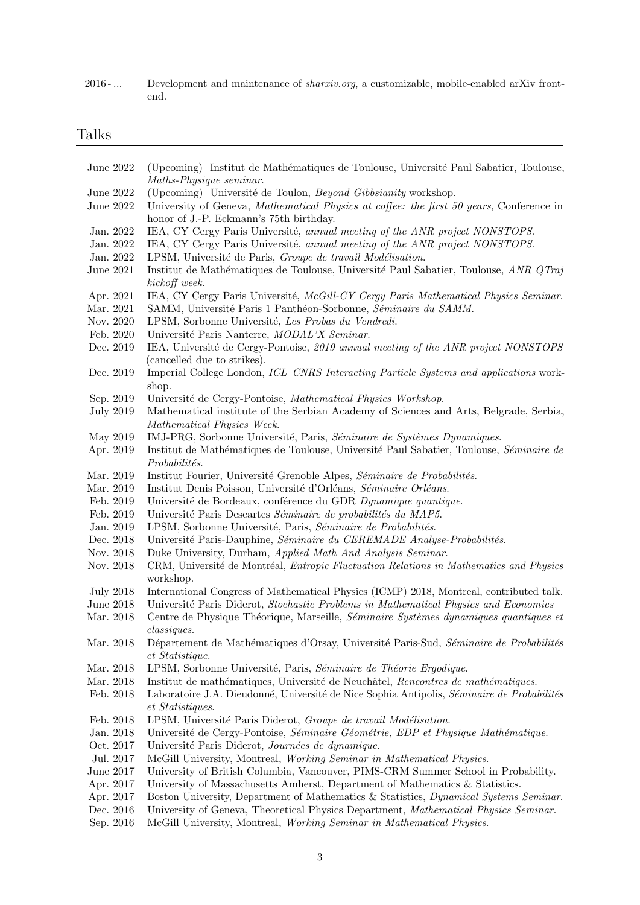2016 - ... Development and maintenance of *sharxiv.org*, a customizable, mobile-enabled arXiv front-end.

## Talks

- June 2022 (Upcoming) Institut de Mathématiques de Toulouse, Université Paul Sabatier, Toulouse, *Maths-Physique seminar*.
- June 2022 (Upcoming) Université de Toulon, *Beyond Gibbsianity* workshop.
- June 2022 University of Geneva, *Mathematical Physics at coffee: the first 50 years*, Conference in honor of J.-P. Eckmann's 75th birthday.
- Jan. 2022 IEA, CY Cergy Paris Université, *annual meeting of the ANR project NONSTOPS*.
- Jan. 2022 IEA, CY Cergy Paris Université, *annual meeting of the ANR project NONSTOPS*.
- Jan. 2022 LPSM, Université de Paris, *Groupe de travail Modélisation*.
- June 2021 Institut de Mathématiques de Toulouse, Université Paul Sabatier, Toulouse, *ANR QTraj kickoff week*.
- Apr. 2021 IEA, CY Cergy Paris Université, *McGill-CY Cergy Paris Mathematical Physics Seminar*.
- Mar. 2021 SAMM, Université Paris 1 Panthéon-Sorbonne, *Séminaire du SAMM*.
- Nov. 2020 LPSM, Sorbonne Université, *Les Probas du Vendredi*.
- Feb. 2020 Université Paris Nanterre, *MODAL'X Seminar*.
- Dec. 2019 IEA, Université de Cergy-Pontoise, *2019 annual meeting of the ANR project NONSTOPS* (cancelled due to strikes).
- Dec. 2019 Imperial College London, *ICL–CNRS Interacting Particle Systems and applications* workshop.
- Sep. 2019 Université de Cergy-Pontoise, *Mathematical Physics Workshop*.
- July 2019 Mathematical institute of the Serbian Academy of Sciences and Arts, Belgrade, Serbia, *Mathematical Physics Week*.
- May 2019 IMJ-PRG, Sorbonne Université, Paris, *Séminaire de Systèmes Dynamiques*.
- Apr. 2019 Institut de Mathématiques de Toulouse, Université Paul Sabatier, Toulouse, *Séminaire de Probabilités*.
- Mar. 2019 Institut Fourier, Université Grenoble Alpes, *Séminaire de Probabilités*.
- Mar. 2019 Institut Denis Poisson, Université d'Orléans, *Séminaire Orléans*.
- Feb. 2019 Université de Bordeaux, conférence du GDR *Dynamique quantique*.
- Feb. 2019 Université Paris Descartes *Séminaire de probabilités du MAP5*.
- Jan. 2019 LPSM, Sorbonne Université, Paris, *Séminaire de Probabilités*.
- Dec. 2018 Université Paris-Dauphine, *Séminaire du CEREMADE Analyse-Probabilités*.
- Nov. 2018 Duke University, Durham, *Applied Math And Analysis Seminar*.
- Nov. 2018 CRM, Université de Montréal, *Entropic Fluctuation Relations in Mathematics and Physics* workshop.
- July 2018 International Congress of Mathematical Physics (ICMP) 2018, Montreal, contributed talk.
- June 2018 Université Paris Diderot, *Stochastic Problems in Mathematical Physics and Economics*
- Mar. 2018 Centre de Physique Théorique, Marseille, *Séminaire Systèmes dynamiques quantiques et classiques*.
- Mar. 2018 Département de Mathématiques d'Orsay, Université Paris-Sud, *Séminaire de Probabilités et Statistique*.
- Mar. 2018 LPSM, Sorbonne Université, Paris, *Séminaire de Théorie Ergodique*.
- Mar. 2018 Institut de mathématiques, Université de Neuchâtel, *Rencontres de mathématiques*.
- Feb. 2018 Laboratoire J.A. Dieudonné, Université de Nice Sophia Antipolis, *Séminaire de Probabilités et Statistiques*.
- Feb. 2018 LPSM, Université Paris Diderot, *Groupe de travail Modélisation*.
- Jan. 2018 Université de Cergy-Pontoise, *Séminaire Géométrie, EDP et Physique Mathématique*.
- Oct. 2017 Université Paris Diderot, *Journées de dynamique*.
- Jul. 2017 McGill University, Montreal, *Working Seminar in Mathematical Physics*.
- June 2017 University of British Columbia, Vancouver, PIMS-CRM Summer School in Probability.
- Apr. 2017 University of Massachusetts Amherst, Department of Mathematics & Statistics.
- Apr. 2017 Boston University, Department of Mathematics & Statistics, *Dynamical Systems Seminar*.
- Dec. 2016 University of Geneva, Theoretical Physics Department, *Mathematical Physics Seminar*.
- Sep. 2016 McGill University, Montreal, *Working Seminar in Mathematical Physics*.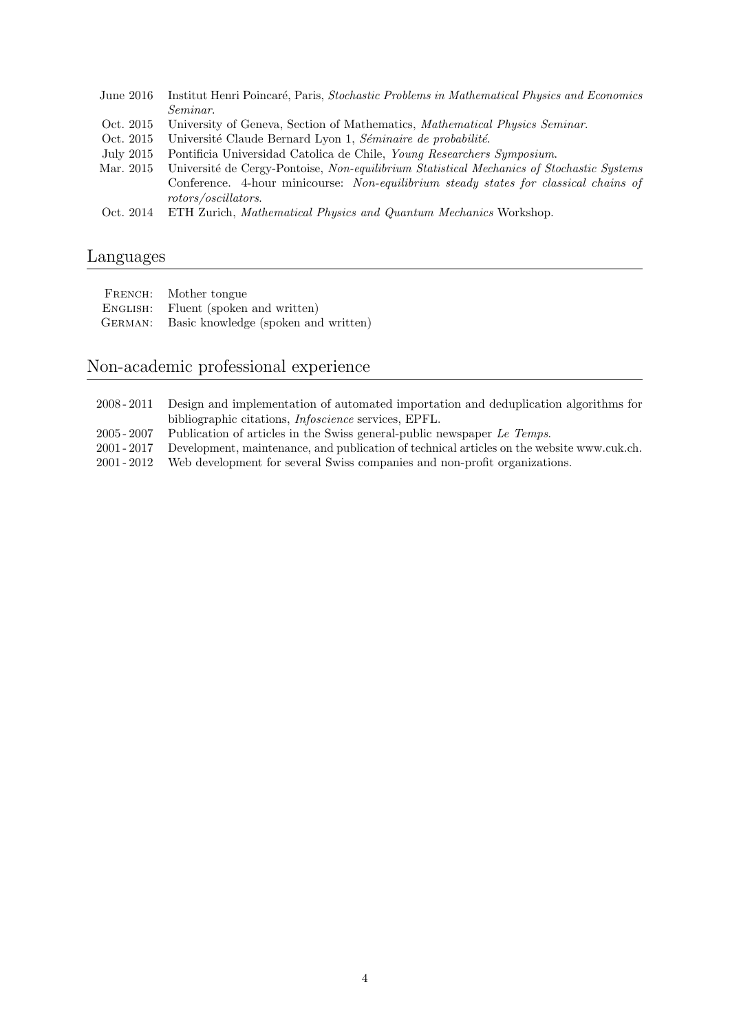June 2016 Institut Henri Poincaré, Paris, *Stochastic Problems in Mathematical Physics and Economics Seminar*.

Oct. 2015 University of Geneva, Section of Mathematics, *Mathematical Physics Seminar*.

Oct. 2015 Université Claude Bernard Lyon 1, *Séminaire de probabilité*.

July 2015 Pontificia Universidad Catolica de Chile, *Young Researchers Symposium*.

Mar. 2015 Université de Cergy-Pontoise, *Non-equilibrium Statistical Mechanics of Stochastic Systems* Conference. 4-hour minicourse: *Non-equilibrium steady states for classical chains of rotors/oscillators*.

Oct. 2014 ETH Zurich, *Mathematical Physics and Quantum Mechanics* Workshop.

## Languages

French: Mother tongue

English: Fluent (spoken and written)

German: Basic knowledge (spoken and written)

## Non-academic professional experience

2008 - 2011 Design and implementation of automated importation and deduplication algorithms for bibliographic citations, *Infoscience* services, EPFL.

2005 - 2007 Publication of articles in the Swiss general-public newspaper *Le Temps*.

2001 - 2017 Development, maintenance, and publication of technical articles on the website www.cuk.ch.

2001 - 2012 Web development for several Swiss companies and non-profit organizations.